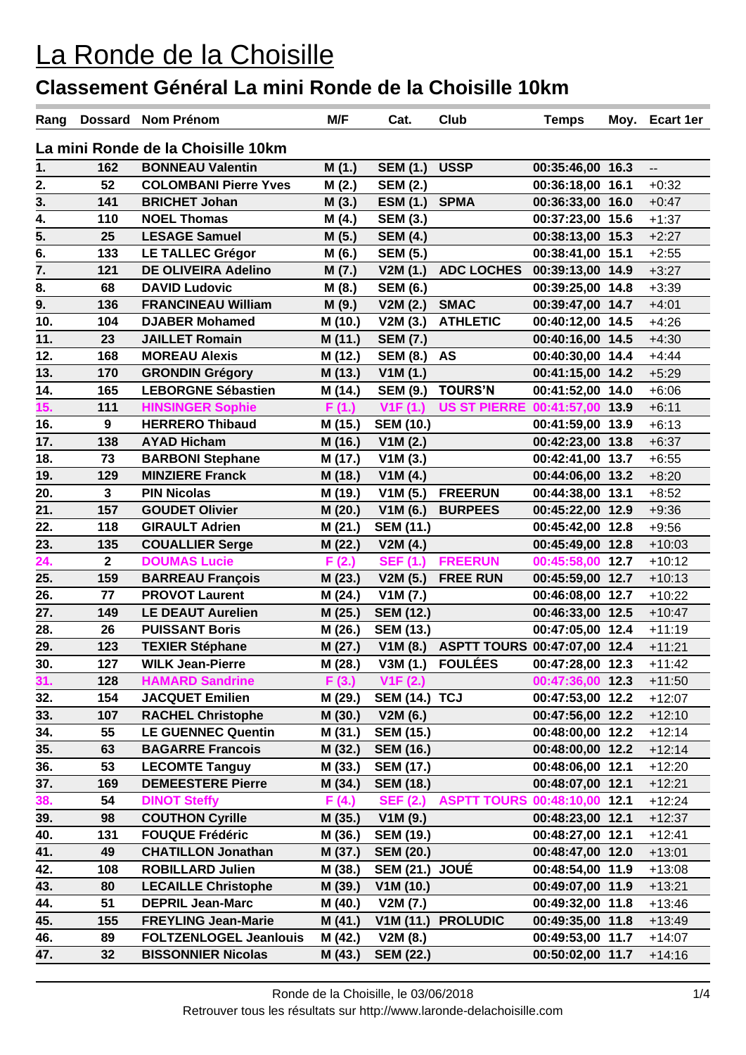# La Ronde de la Choisille

## Classement Général La mini Ronde de la Choisille 10km

| Rang | Dossard | Nom Prénom | M/F | Cat. | Club | Temps | Moy. | Ecart 1er |
|---|---|---|---|---|---|---|---|---|
| **La mini Ronde de la Choisille 10km** | | | | | | | | |
| 1. | 162 | BONNEAU Valentin | M (1.) | SEM (1.) | USSP | 00:35:46,00 | 16.3 | -- |
| 2. | 52 | COLOMBANI Pierre Yves | M (2.) | SEM (2.) | | 00:36:18,00 | 16.1 | +0:32 |
| 3. | 141 | BRICHET Johan | M (3.) | ESM (1.) | SPMA | 00:36:33,00 | 16.0 | +0:47 |
| 4. | 110 | NOEL Thomas | M (4.) | SEM (3.) | | 00:37:23,00 | 15.6 | +1:37 |
| 5. | 25 | LESAGE Samuel | M (5.) | SEM (4.) | | 00:38:13,00 | 15.3 | +2:27 |
| 6. | 133 | LE TALLEC Grégor | M (6.) | SEM (5.) | | 00:38:41,00 | 15.1 | +2:55 |
| 7. | 121 | DE OLIVEIRA Adelino | M (7.) | V2M (1.) | ADC LOCHES | 00:39:13,00 | 14.9 | +3:27 |
| 8. | 68 | DAVID Ludovic | M (8.) | SEM (6.) | | 00:39:25,00 | 14.8 | +3:39 |
| 9. | 136 | FRANCINEAU William | M (9.) | V2M (2.) | SMAC | 00:39:47,00 | 14.7 | +4:01 |
| 10. | 104 | DJABER Mohamed | M (10.) | V2M (3.) | ATHLETIC | 00:40:12,00 | 14.5 | +4:26 |
| 11. | 23 | JAILLET Romain | M (11.) | SEM (7.) | | 00:40:16,00 | 14.5 | +4:30 |
| 12. | 168 | MOREAU Alexis | M (12.) | SEM (8.) | AS | 00:40:30,00 | 14.4 | +4:44 |
| 13. | 170 | GRONDIN Grégory | M (13.) | V1M (1.) | | 00:41:15,00 | 14.2 | +5:29 |
| 14. | 165 | LEBORGNE Sébastien | M (14.) | SEM (9.) | TOURS'N | 00:41:52,00 | 14.0 | +6:06 |
| 15. | 111 | HINSINGER Sophie | F (1.) | V1F (1.) | US ST PIERRE | 00:41:57,00 | 13.9 | +6:11 |
| 16. | 9 | HERRERO Thibaud | M (15.) | SEM (10.) | | 00:41:59,00 | 13.9 | +6:13 |
| 17. | 138 | AYAD Hicham | M (16.) | V1M (2.) | | 00:42:23,00 | 13.8 | +6:37 |
| 18. | 73 | BARBONI Stephane | M (17.) | V1M (3.) | | 00:42:41,00 | 13.7 | +6:55 |
| 19. | 129 | MINZIERE Franck | M (18.) | V1M (4.) | | 00:44:06,00 | 13.2 | +8:20 |
| 20. | 3 | PIN Nicolas | M (19.) | V1M (5.) | FREERUN | 00:44:38,00 | 13.1 | +8:52 |
| 21. | 157 | GOUDET Olivier | M (20.) | V1M (6.) | BURPEES | 00:45:22,00 | 12.9 | +9:36 |
| 22. | 118 | GIRAULT Adrien | M (21.) | SEM (11.) | | 00:45:42,00 | 12.8 | +9:56 |
| 23. | 135 | COUALLIER Serge | M (22.) | V2M (4.) | | 00:45:49,00 | 12.8 | +10:03 |
| 24. | 2 | DOUMAS Lucie | F (2.) | SEF (1.) | FREERUN | 00:45:58,00 | 12.7 | +10:12 |
| 25. | 159 | BARREAU François | M (23.) | V2M (5.) | FREE RUN | 00:45:59,00 | 12.7 | +10:13 |
| 26. | 77 | PROVOT Laurent | M (24.) | V1M (7.) | | 00:46:08,00 | 12.7 | +10:22 |
| 27. | 149 | LE DEAUT Aurelien | M (25.) | SEM (12.) | | 00:46:33,00 | 12.5 | +10:47 |
| 28. | 26 | PUISSANT Boris | M (26.) | SEM (13.) | | 00:47:05,00 | 12.4 | +11:19 |
| 29. | 123 | TEXIER Stéphane | M (27.) | V1M (8.) | ASPTT TOURS | 00:47:07,00 | 12.4 | +11:21 |
| 30. | 127 | WILK Jean-Pierre | M (28.) | V3M (1.) | FOULÉES | 00:47:28,00 | 12.3 | +11:42 |
| 31. | 128 | HAMARD Sandrine | F (3.) | V1F (2.) | | 00:47:36,00 | 12.3 | +11:50 |
| 32. | 154 | JACQUET Emilien | M (29.) | SEM (14.) | TCJ | 00:47:53,00 | 12.2 | +12:07 |
| 33. | 107 | RACHEL Christophe | M (30.) | V2M (6.) | | 00:47:56,00 | 12.2 | +12:10 |
| 34. | 55 | LE GUENNEC Quentin | M (31.) | SEM (15.) | | 00:48:00,00 | 12.2 | +12:14 |
| 35. | 63 | BAGARRE Francois | M (32.) | SEM (16.) | | 00:48:00,00 | 12.2 | +12:14 |
| 36. | 53 | LECOMTE Tanguy | M (33.) | SEM (17.) | | 00:48:06,00 | 12.1 | +12:20 |
| 37. | 169 | DEMEESTERE Pierre | M (34.) | SEM (18.) | | 00:48:07,00 | 12.1 | +12:21 |
| 38. | 54 | DINOT Steffy | F (4.) | SEF (2.) | ASPTT TOURS | 00:48:10,00 | 12.1 | +12:24 |
| 39. | 98 | COUTHON Cyrille | M (35.) | V1M (9.) | | 00:48:23,00 | 12.1 | +12:37 |
| 40. | 131 | FOUQUE Frédéric | M (36.) | SEM (19.) | | 00:48:27,00 | 12.1 | +12:41 |
| 41. | 49 | CHATILLON Jonathan | M (37.) | SEM (20.) | | 00:48:47,00 | 12.0 | +13:01 |
| 42. | 108 | ROBILLARD Julien | M (38.) | SEM (21.) | JOUÉ | 00:48:54,00 | 11.9 | +13:08 |
| 43. | 80 | LECAILLE Christophe | M (39.) | V1M (10.) | | 00:49:07,00 | 11.9 | +13:21 |
| 44. | 51 | DEPRIL Jean-Marc | M (40.) | V2M (7.) | | 00:49:32,00 | 11.8 | +13:46 |
| 45. | 155 | FREYLING Jean-Marie | M (41.) | V1M (11.) | PROLUDIC | 00:49:35,00 | 11.8 | +13:49 |
| 46. | 89 | FOLTZENLOGEL Jeanlouis | M (42.) | V2M (8.) | | 00:49:53,00 | 11.7 | +14:07 |
| 47. | 32 | BISSONNIER Nicolas | M (43.) | SEM (22.) | | 00:50:02,00 | 11.7 | +14:16 |

Ronde de la Choisille, le 03/06/2018

Retrouver tous les résultats sur http://www.laronde-delachoisille.com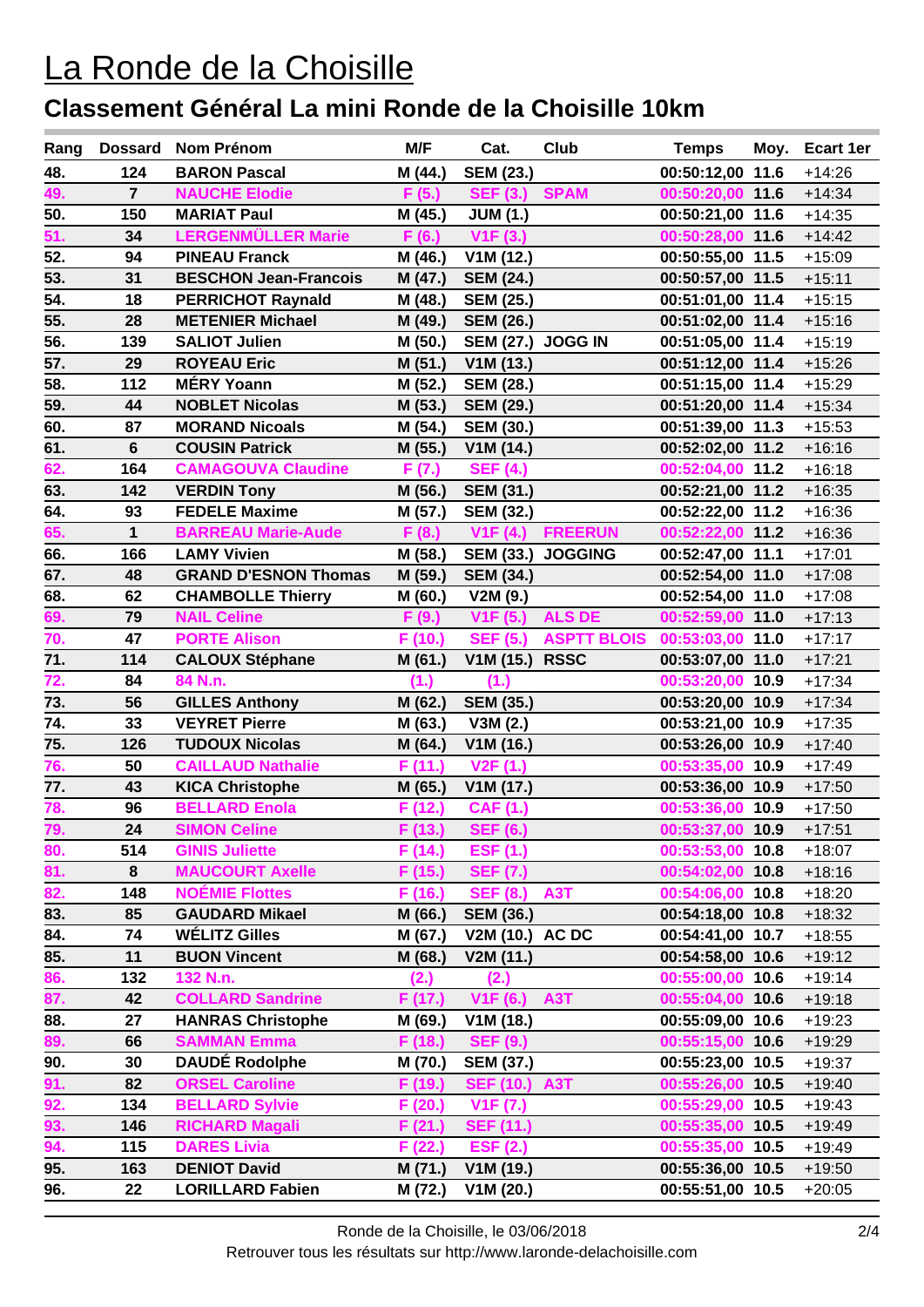# La Ronde de la Choisille

## Classement Général La mini Ronde de la Choisille 10km

| Rang | Dossard | Nom Prénom | M/F | Cat. | Club | Temps | Moy. | Ecart 1er |
|---|---|---|---|---|---|---|---|---|
| 48. | 124 | BARON Pascal | M (44.) | SEM (23.) | | 00:50:12,00 | 11.6 | +14:26 |
| 49. | 7 | NAUCHE Elodie | F (5.) | SEF (3.) | SPAM | 00:50:20,00 | 11.6 | +14:34 |
| 50. | 150 | MARIAT Paul | M (45.) | JUM (1.) | | 00:50:21,00 | 11.6 | +14:35 |
| 51. | 34 | LERGENMÜLLER Marie | F (6.) | V1F (3.) | | 00:50:28,00 | 11.6 | +14:42 |
| 52. | 94 | PINEAU Franck | M (46.) | V1M (12.) | | 00:50:55,00 | 11.5 | +15:09 |
| 53. | 31 | BESCHON Jean-Francois | M (47.) | SEM (24.) | | 00:50:57,00 | 11.5 | +15:11 |
| 54. | 18 | PERRICHOT Raynald | M (48.) | SEM (25.) | | 00:51:01,00 | 11.4 | +15:15 |
| 55. | 28 | METENIER Michael | M (49.) | SEM (26.) | | 00:51:02,00 | 11.4 | +15:16 |
| 56. | 139 | SALIOT Julien | M (50.) | SEM (27.) | JOGG IN | 00:51:05,00 | 11.4 | +15:19 |
| 57. | 29 | ROYEAU Eric | M (51.) | V1M (13.) | | 00:51:12,00 | 11.4 | +15:26 |
| 58. | 112 | MÉRY Yoann | M (52.) | SEM (28.) | | 00:51:15,00 | 11.4 | +15:29 |
| 59. | 44 | NOBLET Nicolas | M (53.) | SEM (29.) | | 00:51:20,00 | 11.4 | +15:34 |
| 60. | 87 | MORAND Nicoals | M (54.) | SEM (30.) | | 00:51:39,00 | 11.3 | +15:53 |
| 61. | 6 | COUSIN Patrick | M (55.) | V1M (14.) | | 00:52:02,00 | 11.2 | +16:16 |
| 62. | 164 | CAMAGOUVA Claudine | F (7.) | SEF (4.) | | 00:52:04,00 | 11.2 | +16:18 |
| 63. | 142 | VERDIN Tony | M (56.) | SEM (31.) | | 00:52:21,00 | 11.2 | +16:35 |
| 64. | 93 | FEDELE Maxime | M (57.) | SEM (32.) | | 00:52:22,00 | 11.2 | +16:36 |
| 65. | 1 | BARREAU Marie-Aude | F (8.) | V1F (4.) | FREERUN | 00:52:22,00 | 11.2 | +16:36 |
| 66. | 166 | LAMY Vivien | M (58.) | SEM (33.) | JOGGING | 00:52:47,00 | 11.1 | +17:01 |
| 67. | 48 | GRAND D'ESNON Thomas | M (59.) | SEM (34.) | | 00:52:54,00 | 11.0 | +17:08 |
| 68. | 62 | CHAMBOLLE Thierry | M (60.) | V2M (9.) | | 00:52:54,00 | 11.0 | +17:08 |
| 69. | 79 | NAIL Celine | F (9.) | V1F (5.) | ALS DE | 00:52:59,00 | 11.0 | +17:13 |
| 70. | 47 | PORTE Alison | F (10.) | SEF (5.) | ASPTT BLOIS | 00:53:03,00 | 11.0 | +17:17 |
| 71. | 114 | CALOUX Stéphane | M (61.) | V1M (15.) | RSSC | 00:53:07,00 | 11.0 | +17:21 |
| 72. | 84 | 84 N.n. | (1.) | (1.) | | 00:53:20,00 | 10.9 | +17:34 |
| 73. | 56 | GILLES Anthony | M (62.) | SEM (35.) | | 00:53:20,00 | 10.9 | +17:34 |
| 74. | 33 | VEYRET Pierre | M (63.) | V3M (2.) | | 00:53:21,00 | 10.9 | +17:35 |
| 75. | 126 | TUDOUX Nicolas | M (64.) | V1M (16.) | | 00:53:26,00 | 10.9 | +17:40 |
| 76. | 50 | CAILLAUD Nathalie | F (11.) | V2F (1.) | | 00:53:35,00 | 10.9 | +17:49 |
| 77. | 43 | KICA Christophe | M (65.) | V1M (17.) | | 00:53:36,00 | 10.9 | +17:50 |
| 78. | 96 | BELLARD Enola | F (12.) | CAF (1.) | | 00:53:36,00 | 10.9 | +17:50 |
| 79. | 24 | SIMON Celine | F (13.) | SEF (6.) | | 00:53:37,00 | 10.9 | +17:51 |
| 80. | 514 | GINIS Juliette | F (14.) | ESF (1.) | | 00:53:53,00 | 10.8 | +18:07 |
| 81. | 8 | MAUCOURT Axelle | F (15.) | SEF (7.) | | 00:54:02,00 | 10.8 | +18:16 |
| 82. | 148 | NOÉMIE Flottes | F (16.) | SEF (8.) | A3T | 00:54:06,00 | 10.8 | +18:20 |
| 83. | 85 | GAUDARD Mikael | M (66.) | SEM (36.) | | 00:54:18,00 | 10.8 | +18:32 |
| 84. | 74 | WÉLITZ Gilles | M (67.) | V2M (10.) | AC DC | 00:54:41,00 | 10.7 | +18:55 |
| 85. | 11 | BUON Vincent | M (68.) | V2M (11.) | | 00:54:58,00 | 10.6 | +19:12 |
| 86. | 132 | 132 N.n. | (2.) | (2.) | | 00:55:00,00 | 10.6 | +19:14 |
| 87. | 42 | COLLARD Sandrine | F (17.) | V1F (6.) | A3T | 00:55:04,00 | 10.6 | +19:18 |
| 88. | 27 | HANRAS Christophe | M (69.) | V1M (18.) | | 00:55:09,00 | 10.6 | +19:23 |
| 89. | 66 | SAMMAN Emma | F (18.) | SEF (9.) | | 00:55:15,00 | 10.6 | +19:29 |
| 90. | 30 | DAUDÉ Rodolphe | M (70.) | SEM (37.) | | 00:55:23,00 | 10.5 | +19:37 |
| 91. | 82 | ORSEL Caroline | F (19.) | SEF (10.) | A3T | 00:55:26,00 | 10.5 | +19:40 |
| 92. | 134 | BELLARD Sylvie | F (20.) | V1F (7.) | | 00:55:29,00 | 10.5 | +19:43 |
| 93. | 146 | RICHARD Magali | F (21.) | SEF (11.) | | 00:55:35,00 | 10.5 | +19:49 |
| 94. | 115 | DARES Livia | F (22.) | ESF (2.) | | 00:55:35,00 | 10.5 | +19:49 |
| 95. | 163 | DENIOT David | M (71.) | V1M (19.) | | 00:55:36,00 | 10.5 | +19:50 |
| 96. | 22 | LORILLARD Fabien | M (72.) | V1M (20.) | | 00:55:51,00 | 10.5 | +20:05 |

Ronde de la Choisille, le 03/06/2018

Retrouver tous les résultats sur http://www.laronde-delachoisille.com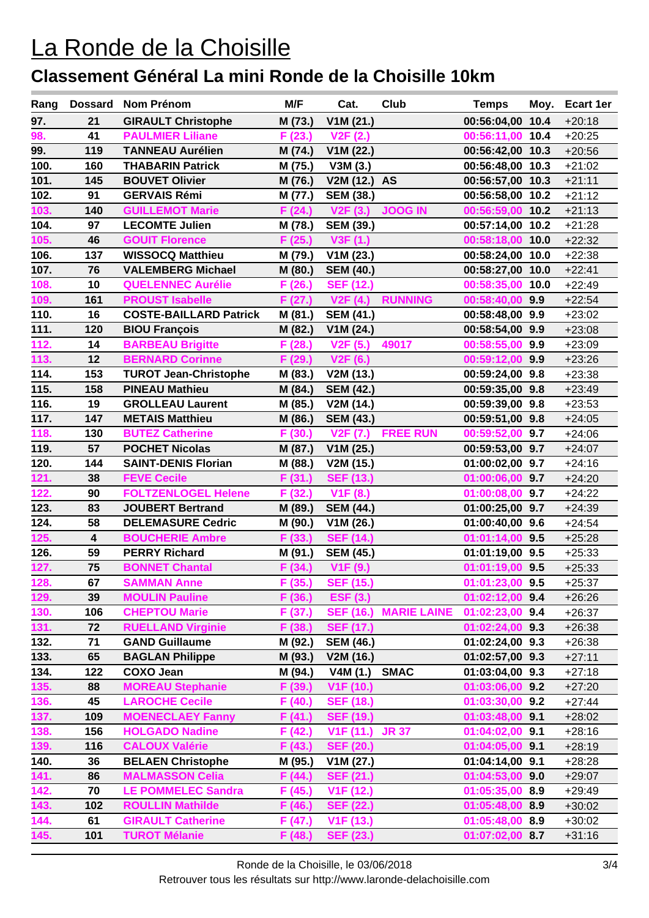# La Ronde de la Choisille

## Classement Général La mini Ronde de la Choisille 10km

| Rang | Dossard | Nom Prénom | M/F | Cat. | Club | Temps | Moy. | Ecart 1er |
|---|---|---|---|---|---|---|---|---|
| 97. | 21 | GIRAULT Christophe | M (73.) | V1M (21.) | | 00:56:04,00 | 10.4 | +20:18 |
| 98. | 41 | PAULMIER Liliane | F (23.) | V2F (2.) | | 00:56:11,00 | 10.4 | +20:25 |
| 99. | 119 | TANNEAU Aurélien | M (74.) | V1M (22.) | | 00:56:42,00 | 10.3 | +20:56 |
| 100. | 160 | THABARIN Patrick | M (75.) | V3M (3.) | | 00:56:48,00 | 10.3 | +21:02 |
| 101. | 145 | BOUVET Olivier | M (76.) | V2M (12.) | AS | 00:56:57,00 | 10.3 | +21:11 |
| 102. | 91 | GERVAIS Rémi | M (77.) | SEM (38.) | | 00:56:58,00 | 10.2 | +21:12 |
| 103. | 140 | GUILLEMOT Marie | F (24.) | V2F (3.) | JOOG IN | 00:56:59,00 | 10.2 | +21:13 |
| 104. | 97 | LECOMTE Julien | M (78.) | SEM (39.) | | 00:57:14,00 | 10.2 | +21:28 |
| 105. | 46 | GOUIT Florence | F (25.) | V3F (1.) | | 00:58:18,00 | 10.0 | +22:32 |
| 106. | 137 | WISSOCQ Matthieu | M (79.) | V1M (23.) | | 00:58:24,00 | 10.0 | +22:38 |
| 107. | 76 | VALEMBERG Michael | M (80.) | SEM (40.) | | 00:58:27,00 | 10.0 | +22:41 |
| 108. | 10 | QUELENNEC Aurélie | F (26.) | SEF (12.) | | 00:58:35,00 | 10.0 | +22:49 |
| 109. | 161 | PROUST Isabelle | F (27.) | V2F (4.) | RUNNING | 00:58:40,00 | 9.9 | +22:54 |
| 110. | 16 | COSTE-BAILLARD Patrick | M (81.) | SEM (41.) | | 00:58:48,00 | 9.9 | +23:02 |
| 111. | 120 | BIOU François | M (82.) | V1M (24.) | | 00:58:54,00 | 9.9 | +23:08 |
| 112. | 14 | BARBEAU Brigitte | F (28.) | V2F (5.) | 49017 | 00:58:55,00 | 9.9 | +23:09 |
| 113. | 12 | BERNARD Corinne | F (29.) | V2F (6.) | | 00:59:12,00 | 9.9 | +23:26 |
| 114. | 153 | TUROT Jean-Christophe | M (83.) | V2M (13.) | | 00:59:24,00 | 9.8 | +23:38 |
| 115. | 158 | PINEAU Mathieu | M (84.) | SEM (42.) | | 00:59:35,00 | 9.8 | +23:49 |
| 116. | 19 | GROLLEAU Laurent | M (85.) | V2M (14.) | | 00:59:39,00 | 9.8 | +23:53 |
| 117. | 147 | METAIS Matthieu | M (86.) | SEM (43.) | | 00:59:51,00 | 9.8 | +24:05 |
| 118. | 130 | BUTEZ Catherine | F (30.) | V2F (7.) | FREE RUN | 00:59:52,00 | 9.7 | +24:06 |
| 119. | 57 | POCHET Nicolas | M (87.) | V1M (25.) | | 00:59:53,00 | 9.7 | +24:07 |
| 120. | 144 | SAINT-DENIS Florian | M (88.) | V2M (15.) | | 01:00:02,00 | 9.7 | +24:16 |
| 121. | 38 | FEVE Cecile | F (31.) | SEF (13.) | | 01:00:06,00 | 9.7 | +24:20 |
| 122. | 90 | FOLTZENLOGEL Helene | F (32.) | V1F (8.) | | 01:00:08,00 | 9.7 | +24:22 |
| 123. | 83 | JOUBERT Bertrand | M (89.) | SEM (44.) | | 01:00:25,00 | 9.7 | +24:39 |
| 124. | 58 | DELEMASURE Cedric | M (90.) | V1M (26.) | | 01:00:40,00 | 9.6 | +24:54 |
| 125. | 4 | BOUCHERIE Ambre | F (33.) | SEF (14.) | | 01:01:14,00 | 9.5 | +25:28 |
| 126. | 59 | PERRY Richard | M (91.) | SEM (45.) | | 01:01:19,00 | 9.5 | +25:33 |
| 127. | 75 | BONNET Chantal | F (34.) | V1F (9.) | | 01:01:19,00 | 9.5 | +25:33 |
| 128. | 67 | SAMMAN Anne | F (35.) | SEF (15.) | | 01:01:23,00 | 9.5 | +25:37 |
| 129. | 39 | MOULIN Pauline | F (36.) | ESF (3.) | | 01:02:12,00 | 9.4 | +26:26 |
| 130. | 106 | CHEPTOU Marie | F (37.) | SEF (16.) | MARIE LAINE | 01:02:23,00 | 9.4 | +26:37 |
| 131. | 72 | RUELLAND Virginie | F (38.) | SEF (17.) | | 01:02:24,00 | 9.3 | +26:38 |
| 132. | 71 | GAND Guillaume | M (92.) | SEM (46.) | | 01:02:24,00 | 9.3 | +26:38 |
| 133. | 65 | BAGLAN Philippe | M (93.) | V2M (16.) | | 01:02:57,00 | 9.3 | +27:11 |
| 134. | 122 | COXO Jean | M (94.) | V4M (1.) | SMAC | 01:03:04,00 | 9.3 | +27:18 |
| 135. | 88 | MOREAU Stephanie | F (39.) | V1F (10.) | | 01:03:06,00 | 9.2 | +27:20 |
| 136. | 45 | LAROCHE Cecile | F (40.) | SEF (18.) | | 01:03:30,00 | 9.2 | +27:44 |
| 137. | 109 | MOENECLAEY Fanny | F (41.) | SEF (19.) | | 01:03:48,00 | 9.1 | +28:02 |
| 138. | 156 | HOLGADO Nadine | F (42.) | V1F (11.) | JR 37 | 01:04:02,00 | 9.1 | +28:16 |
| 139. | 116 | CALOUX Valérie | F (43.) | SEF (20.) | | 01:04:05,00 | 9.1 | +28:19 |
| 140. | 36 | BELAEN Christophe | M (95.) | V1M (27.) | | 01:04:14,00 | 9.1 | +28:28 |
| 141. | 86 | MALMASSON Celia | F (44.) | SEF (21.) | | 01:04:53,00 | 9.0 | +29:07 |
| 142. | 70 | LE POMMELEC Sandra | F (45.) | V1F (12.) | | 01:05:35,00 | 8.9 | +29:49 |
| 143. | 102 | ROULLIN Mathilde | F (46.) | SEF (22.) | | 01:05:48,00 | 8.9 | +30:02 |
| 144. | 61 | GIRAULT Catherine | F (47.) | V1F (13.) | | 01:05:48,00 | 8.9 | +30:02 |
| 145. | 101 | TUROT Mélanie | F (48.) | SEF (23.) | | 01:07:02,00 | 8.7 | +31:16 |

Ronde de la Choisille, le 03/06/2018

Retrouver tous les résultats sur http://www.laronde-delachoisille.com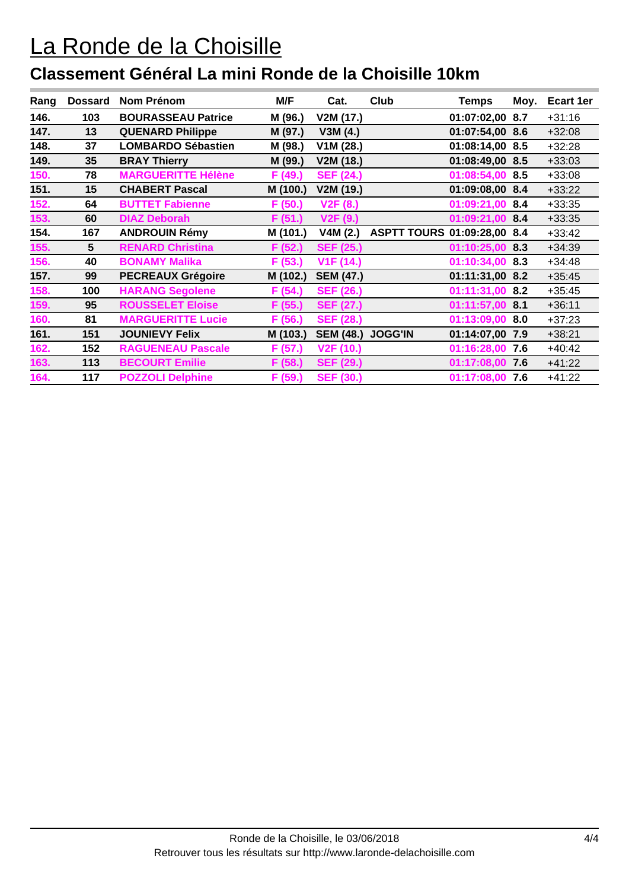# La Ronde de la Choisille

## Classement Général La mini Ronde de la Choisille 10km

| Rang | Dossard | Nom Prénom | M/F | Cat. | Club | Temps | Moy. | Ecart 1er |
|---|---|---|---|---|---|---|---|---|
| 146. | 103 | **BOURASSEAU Patrice** | M (96.) | V2M (17.) | | 01:07:02,00 | 8.7 | +31:16 |
| 147. | 13 | **QUENARD Philippe** | M (97.) | V3M (4.) | | 01:07:54,00 | 8.6 | +32:08 |
| 148. | 37 | **LOMBARDO Sébastien** | M (98.) | V1M (28.) | | 01:08:14,00 | 8.5 | +32:28 |
| 149. | 35 | **BRAY Thierry** | M (99.) | V2M (18.) | | 01:08:49,00 | 8.5 | +33:03 |
| 150. | 78 | **MARGUERITTE Hélène** | F (49.) | SEF (24.) | | 01:08:54,00 | 8.5 | +33:08 |
| 151. | 15 | **CHABERT Pascal** | M (100.) | V2M (19.) | | 01:09:08,00 | 8.4 | +33:22 |
| 152. | 64 | **BUTTET Fabienne** | F (50.) | V2F (8.) | | 01:09:21,00 | 8.4 | +33:35 |
| 153. | 60 | **DIAZ Deborah** | F (51.) | V2F (9.) | | 01:09:21,00 | 8.4 | +33:35 |
| 154. | 167 | **ANDROUIN Rémy** | M (101.) | V4M (2.) | ASPTT TOURS | 01:09:28,00 | 8.4 | +33:42 |
| 155. | 5 | **RENARD Christina** | F (52.) | SEF (25.) | | 01:10:25,00 | 8.3 | +34:39 |
| 156. | 40 | **BONAMY Malika** | F (53.) | V1F (14.) | | 01:10:34,00 | 8.3 | +34:48 |
| 157. | 99 | **PECREAUX Grégoire** | M (102.) | SEM (47.) | | 01:11:31,00 | 8.2 | +35:45 |
| 158. | 100 | **HARANG Segolene** | F (54.) | SEF (26.) | | 01:11:31,00 | 8.2 | +35:45 |
| 159. | 95 | **ROUSSELET Eloise** | F (55.) | SEF (27.) | | 01:11:57,00 | 8.1 | +36:11 |
| 160. | 81 | **MARGUERITTE Lucie** | F (56.) | SEF (28.) | | 01:13:09,00 | 8.0 | +37:23 |
| 161. | 151 | **JOUNIEVY Felix** | M (103.) | SEM (48.) | JOGG'IN | 01:14:07,00 | 7.9 | +38:21 |
| 162. | 152 | **RAGUENEAU Pascale** | F (57.) | V2F (10.) | | 01:16:28,00 | 7.6 | +40:42 |
| 163. | 113 | **BECOURT Emilie** | F (58.) | SEF (29.) | | 01:17:08,00 | 7.6 | +41:22 |
| 164. | 117 | **POZZOLI Delphine** | F (59.) | SEF (30.) | | 01:17:08,00 | 7.6 | +41:22 |

Ronde de la Choisille, le 03/06/2018

Retrouver tous les résultats sur http://www.laronde-delachoisille.com